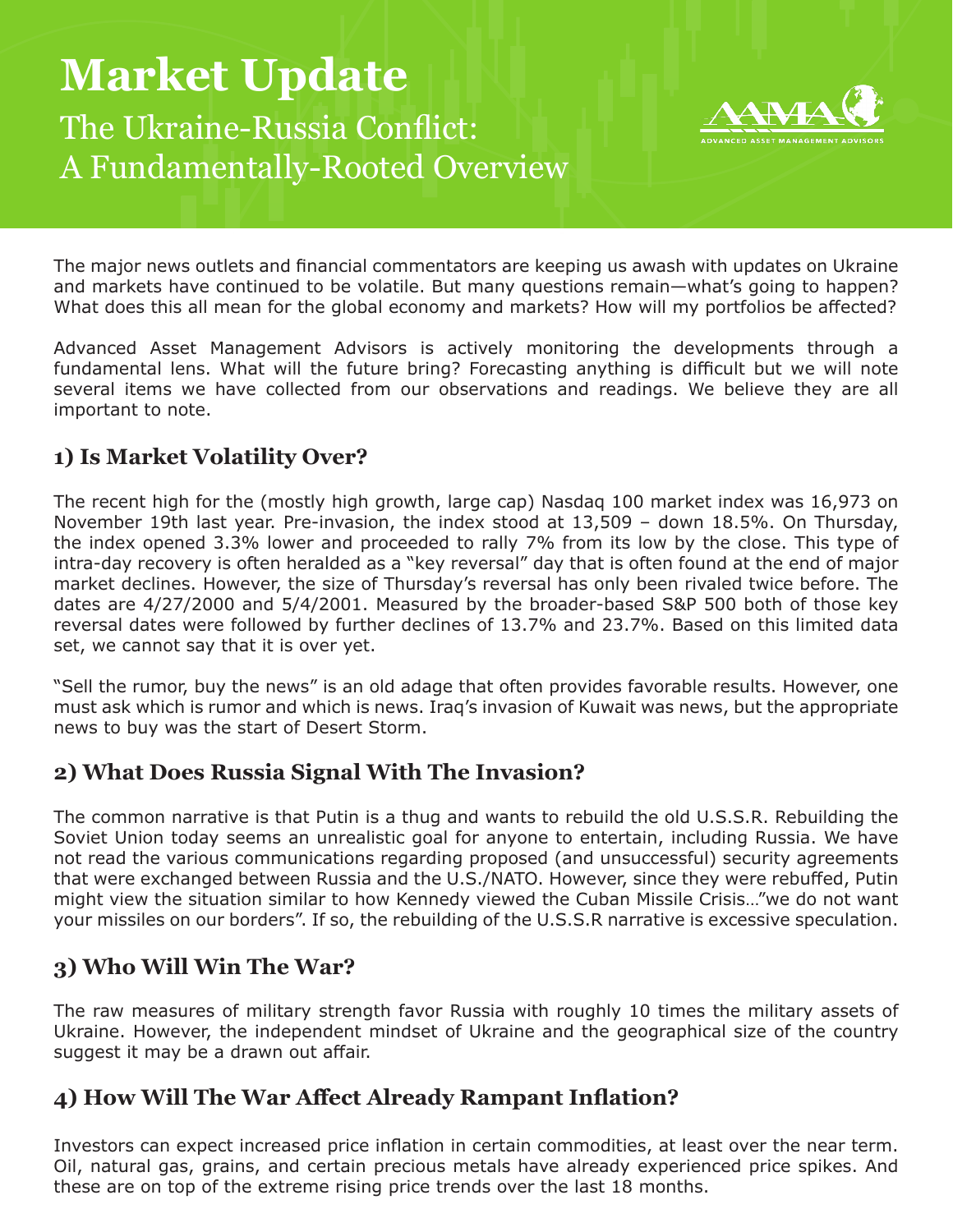# Market Update

## The Ukraine-Russia Conflict: A Fundamentally-Rooted Overview

AAMA ADVANCED ASSET MANAGEMENT ADVISORS

The major news outlets and financial commentators are keeping us awash with updates on Ukraine and markets have continued to be volatile. But many questions remain—what's going to happen? What does this all mean for the global economy and markets? How will my portfolios be affected?

Advanced Asset Management Advisors is actively monitoring the developments through a fundamental lens. What will the future bring? Forecasting anything is difficult but we will note several items we have collected from our observations and readings. We believe they are all important to note.

### 1) Is Market Volatility Over?

The recent high for the (mostly high growth, large cap) Nasdaq 100 market index was 16,973 on November 19th last year. Pre-invasion, the index stood at 13,509 – down 18.5%. On Thursday, the index opened 3.3% lower and proceeded to rally 7% from its low by the close. This type of intra-day recovery is often heralded as a "key reversal" day that is often found at the end of major market declines. However, the size of Thursday's reversal has only been rivaled twice before. The dates are 4/27/2000 and 5/4/2001. Measured by the broader-based S&P 500 both of those key reversal dates were followed by further declines of 13.7% and 23.7%. Based on this limited data set, we cannot say that it is over yet.

"Sell the rumor, buy the news" is an old adage that often provides favorable results. However, one must ask which is rumor and which is news. Iraq's invasion of Kuwait was news, but the appropriate news to buy was the start of Desert Storm.

### 2) What Does Russia Signal With The Invasion?

The common narrative is that Putin is a thug and wants to rebuild the old U.S.S.R. Rebuilding the Soviet Union today seems an unrealistic goal for anyone to entertain, including Russia. We have not read the various communications regarding proposed (and unsuccessful) security agreements that were exchanged between Russia and the U.S./NATO. However, since they were rebuffed, Putin might view the situation similar to how Kennedy viewed the Cuban Missile Crisis…"we do not want your missiles on our borders". If so, the rebuilding of the U.S.S.R narrative is excessive speculation.

### 3) Who Will Win The War?

The raw measures of military strength favor Russia with roughly 10 times the military assets of Ukraine. However, the independent mindset of Ukraine and the geographical size of the country suggest it may be a drawn out affair.

### 4) How Will The War Affect Already Rampant Inflation?

Investors can expect increased price inflation in certain commodities, at least over the near term. Oil, natural gas, grains, and certain precious metals have already experienced price spikes. And these are on top of the extreme rising price trends over the last 18 months.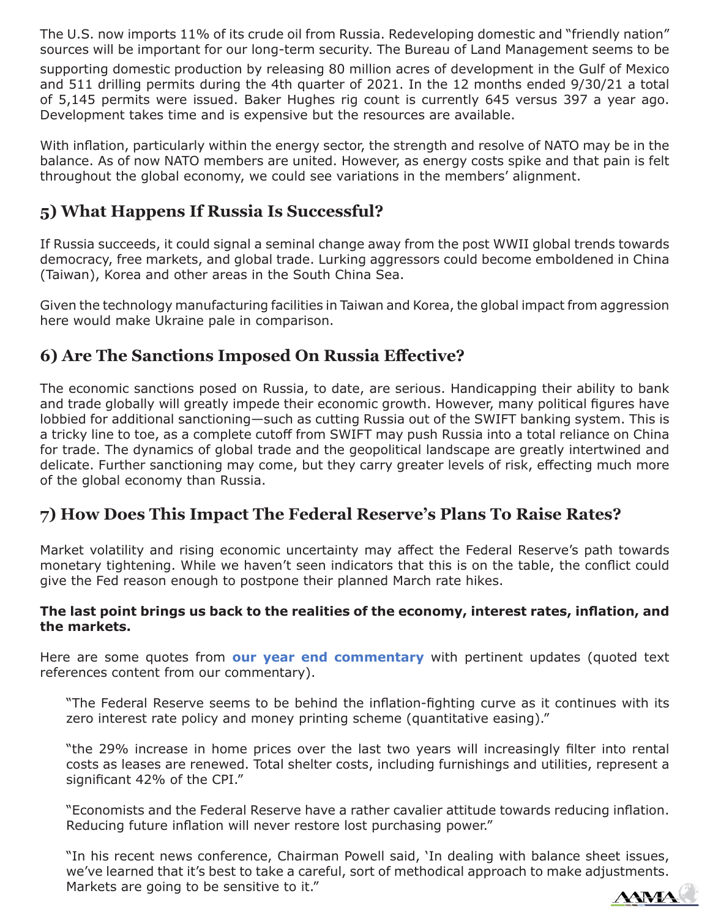The U.S. now imports 11% of its crude oil from Russia. Redeveloping domestic and "friendly nation" sources will be important for our long-term security. The Bureau of Land Management seems to be supporting domestic production by releasing 80 million acres of development in the Gulf of Mexico and 511 drilling permits during the 4th quarter of 2021. In the 12 months ended 9/30/21 a total of 5,145 permits were issued. Baker Hughes rig count is currently 645 versus 397 a year ago. Development takes time and is expensive but the resources are available.

With inflation, particularly within the energy sector, the strength and resolve of NATO may be in the balance. As of now NATO members are united. However, as energy costs spike and that pain is felt throughout the global economy, we could see variations in the members' alignment.

## 5) What Happens If Russia Is Successful?

If Russia succeeds, it could signal a seminal change away from the post WWII global trends towards democracy, free markets, and global trade. Lurking aggressors could become emboldened in China (Taiwan), Korea and other areas in the South China Sea.

Given the technology manufacturing facilities in Taiwan and Korea, the global impact from aggression here would make Ukraine pale in comparison.

## 6) Are The Sanctions Imposed On Russia Effective?

The economic sanctions posed on Russia, to date, are serious. Handicapping their ability to bank and trade globally will greatly impede their economic growth. However, many political figures have lobbied for additional sanctioning—such as cutting Russia out of the SWIFT banking system. This is a tricky line to toe, as a complete cutoff from SWIFT may push Russia into a total reliance on China for trade. The dynamics of global trade and the geopolitical landscape are greatly intertwined and delicate. Further sanctioning may come, but they carry greater levels of risk, effecting much more of the global economy than Russia.

## 7) How Does This Impact The Federal Reserve's Plans To Raise Rates?

Market volatility and rising economic uncertainty may affect the Federal Reserve's path towards monetary tightening. While we haven't seen indicators that this is on the table, the conflict could give the Fed reason enough to postpone their planned March rate hikes.

**The last point brings us back to the realities of the economy, interest rates, inflation, and the markets.**

Here are some quotes from **our year end commentary** with pertinent updates (quoted text references content from our commentary).

> "The Federal Reserve seems to be behind the inflation-fighting curve as it continues with its zero interest rate policy and money printing scheme (quantitative easing)."
>
> "the 29% increase in home prices over the last two years will increasingly filter into rental costs as leases are renewed. Total shelter costs, including furnishings and utilities, represent a significant 42% of the CPI."
>
> "Economists and the Federal Reserve have a rather cavalier attitude towards reducing inflation. Reducing future inflation will never restore lost purchasing power."
>
> "In his recent news conference, Chairman Powell said, 'In dealing with balance sheet issues, we've learned that it's best to take a careful, sort of methodical approach to make adjustments. Markets are going to be sensitive to it."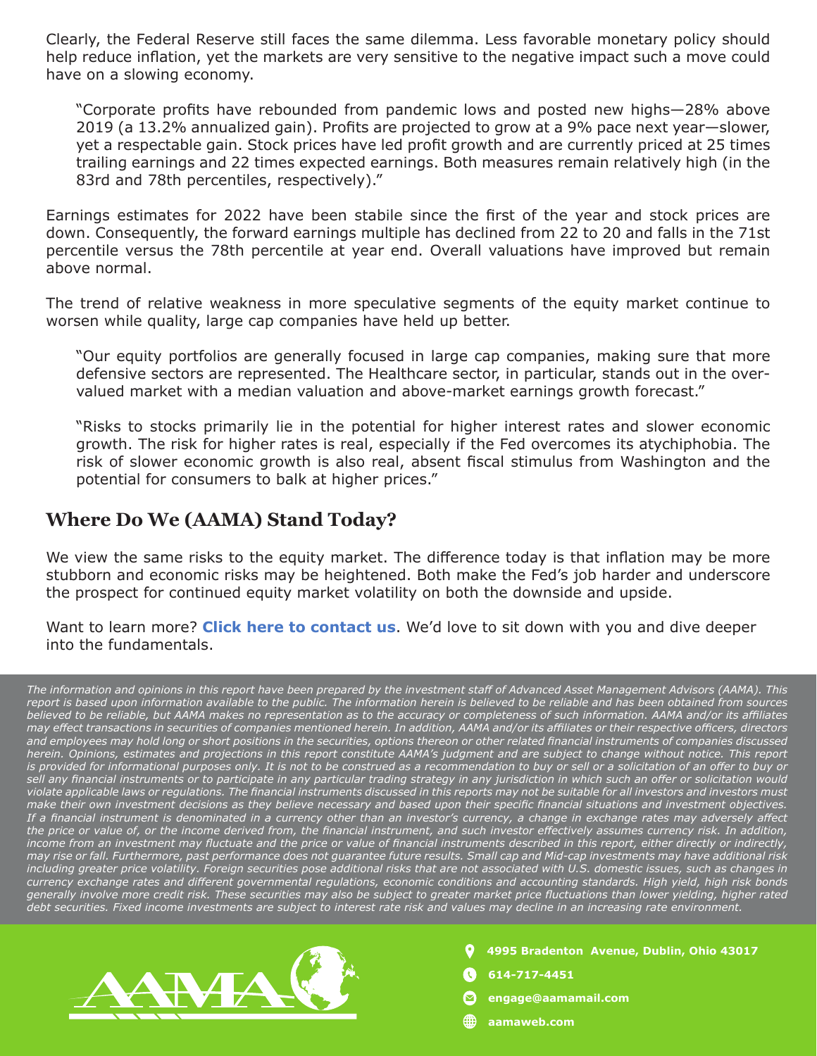Clearly, the Federal Reserve still faces the same dilemma. Less favorable monetary policy should help reduce inflation, yet the markets are very sensitive to the negative impact such a move could have on a slowing economy.

> "Corporate profits have rebounded from pandemic lows and posted new highs—28% above 2019 (a 13.2% annualized gain). Profits are projected to grow at a 9% pace next year—slower, yet a respectable gain. Stock prices have led profit growth and are currently priced at 25 times trailing earnings and 22 times expected earnings. Both measures remain relatively high (in the 83rd and 78th percentiles, respectively)."

Earnings estimates for 2022 have been stabile since the first of the year and stock prices are down. Consequently, the forward earnings multiple has declined from 22 to 20 and falls in the 71st percentile versus the 78th percentile at year end. Overall valuations have improved but remain above normal.

The trend of relative weakness in more speculative segments of the equity market continue to worsen while quality, large cap companies have held up better.

> "Our equity portfolios are generally focused in large cap companies, making sure that more defensive sectors are represented. The Healthcare sector, in particular, stands out in the over-valued market with a median valuation and above-market earnings growth forecast."

> "Risks to stocks primarily lie in the potential for higher interest rates and slower economic growth. The risk for higher rates is real, especially if the Fed overcomes its atychiphobia. The risk of slower economic growth is also real, absent fiscal stimulus from Washington and the potential for consumers to balk at higher prices."

## Where Do We (AAMA) Stand Today?

We view the same risks to the equity market. The difference today is that inflation may be more stubborn and economic risks may be heightened. Both make the Fed's job harder and underscore the prospect for continued equity market volatility on both the downside and upside.

Want to learn more? **Click here to contact us**. We'd love to sit down with you and dive deeper into the fundamentals.

*The information and opinions in this report have been prepared by the investment staff of Advanced Asset Management Advisors (AAMA). This report is based upon information available to the public. The information herein is believed to be reliable and has been obtained from sources believed to be reliable, but AAMA makes no representation as to the accuracy or completeness of such information. AAMA and/or its affiliates may effect transactions in securities of companies mentioned herein. In addition, AAMA and/or its affiliates or their respective officers, directors and employees may hold long or short positions in the securities, options thereon or other related financial instruments of companies discussed herein. Opinions, estimates and projections in this report constitute AAMA's judgment and are subject to change without notice. This report is provided for informational purposes only. It is not to be construed as a recommendation to buy or sell or a solicitation of an offer to buy or sell any financial instruments or to participate in any particular trading strategy in any jurisdiction in which such an offer or solicitation would violate applicable laws or regulations. The financial instruments discussed in this reports may not be suitable for all investors and investors must make their own investment decisions as they believe necessary and based upon their specific financial situations and investment objectives. If a financial instrument is denominated in a currency other than an investor's currency, a change in exchange rates may adversely affect the price or value of, or the income derived from, the financial instrument, and such investor effectively assumes currency risk. In addition, income from an investment may fluctuate and the price or value of financial instruments described in this report, either directly or indirectly, may rise or fall. Furthermore, past performance does not guarantee future results. Small cap and Mid-cap investments may have additional risk including greater price volatility. Foreign securities pose additional risks that are not associated with U.S. domestic issues, such as changes in currency exchange rates and different governmental regulations, economic conditions and accounting standards. High yield, high risk bonds generally involve more credit risk. These securities may also be subject to greater market price fluctuations than lower yielding, higher rated debt securities. Fixed income investments are subject to interest rate risk and values may decline in an increasing rate environment.*

AAMA

- **4995 Bradenton Avenue, Dublin, Ohio 43017**
- **614-717-4451**
- **engage@aamamail.com**
- **aamaweb.com**